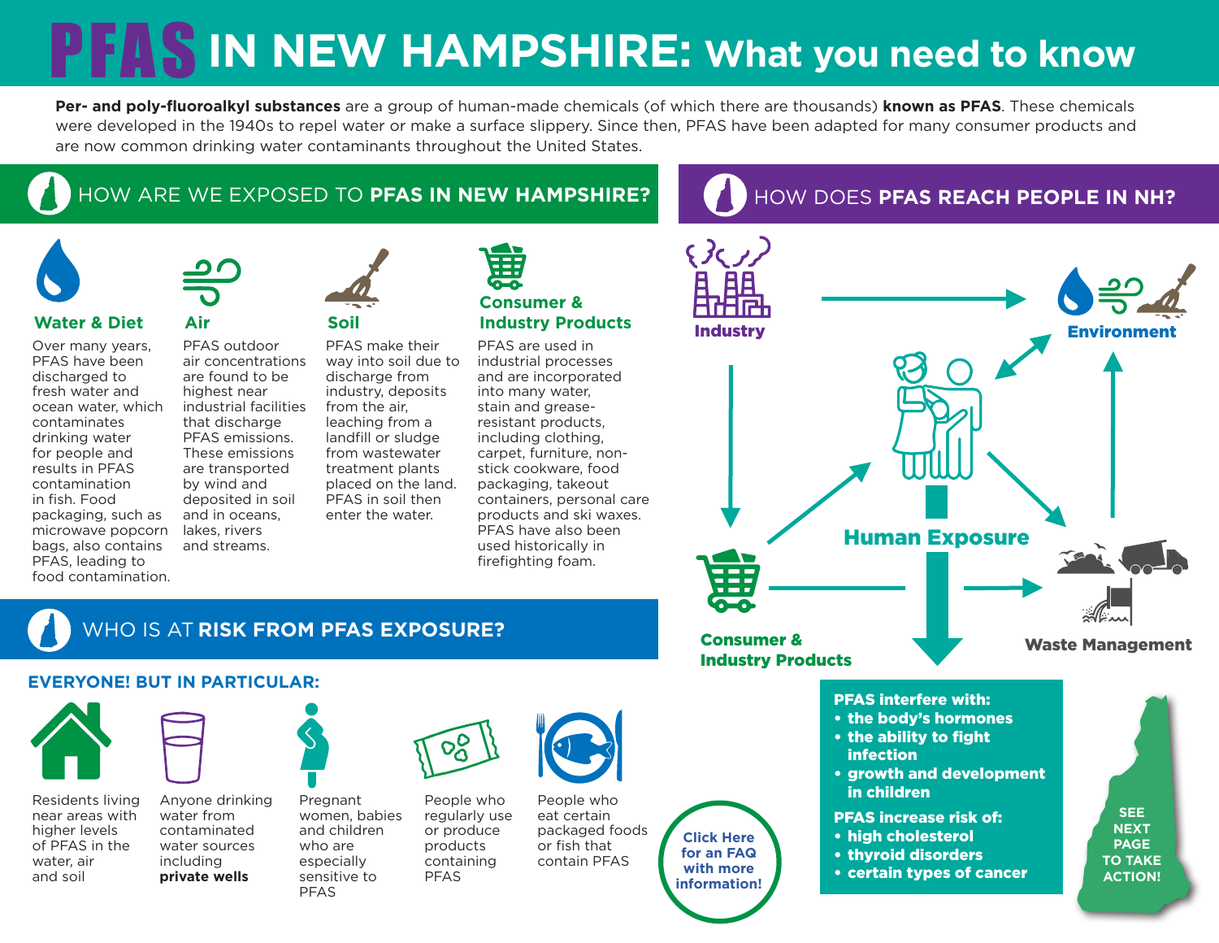# PFAS IN NEW HAMPSHIRE: What you need to know

**Per- and poly-fluoroalkyl substances** are a group of human-made chemicals (of which there are thousands) **known as PFAS**. These chemicals were developed in the 1940s to repel water or make a surface slippery. Since then, PFAS have been adapted for many consumer products and are now common drinking water contaminants throughout the United States.

## HOW ARE WE EXPOSED TO **PFAS IN NEW HAMPSHIRE?**

### Water & Diet

Over many years, PFAS have been discharged to fresh water and ocean water, which contaminates drinking water for people and results in PFAS contamination in fish. Food packaging, such as microwave popcorn bags, also contains PFAS, leading to food contamination.

### Air

PFAS outdoor air concentrations are found to be highest near industrial facilities that discharge PFAS emissions. These emissions are transported by wind and deposited in soil and in oceans, lakes, rivers and streams.

### Soil

PFAS make their way into soil due to discharge from industry, deposits from the air, leaching from a landfill or sludge from wastewater treatment plants placed on the land. PFAS in soil then enter the water.

### Consumer & Industry Products

PFAS are used in industrial processes and are incorporated into many water, stain and grease-resistant products, including clothing, carpet, furniture, non-stick cookware, food packaging, takeout containers, personal care products and ski waxes. PFAS have also been used historically in firefighting foam.

## WHO IS AT **RISK FROM PFAS EXPOSURE?**

**EVERYONE! BUT IN PARTICULAR:**

- Residents living near areas with higher levels of PFAS in the water, air and soil
- Anyone drinking water from contaminated water sources including **private wells**
- Pregnant women, babies and children who are especially sensitive to PFAS
- People who regularly use or produce products containing PFAS
- People who eat certain packaged foods or fish that contain PFAS

## HOW DOES **PFAS REACH PEOPLE IN NH?**

Industry → Environment

Industry → Consumer & Industry Products

Consumer & Industry Products → Human Exposure

Consumer & Industry Products → Waste Management

Human Exposure ↔ Environment

Human Exposure → Waste Management

Waste Management → Environment

**PFAS interfere with:**
- **the body's hormones**
- **the ability to fight infection**
- **growth and development in children**

**PFAS increase risk of:**
- **high cholesterol**
- **thyroid disorders**
- **certain types of cancer**

**Click Here for an FAQ with more information!**

**SEE NEXT PAGE TO TAKE ACTION!**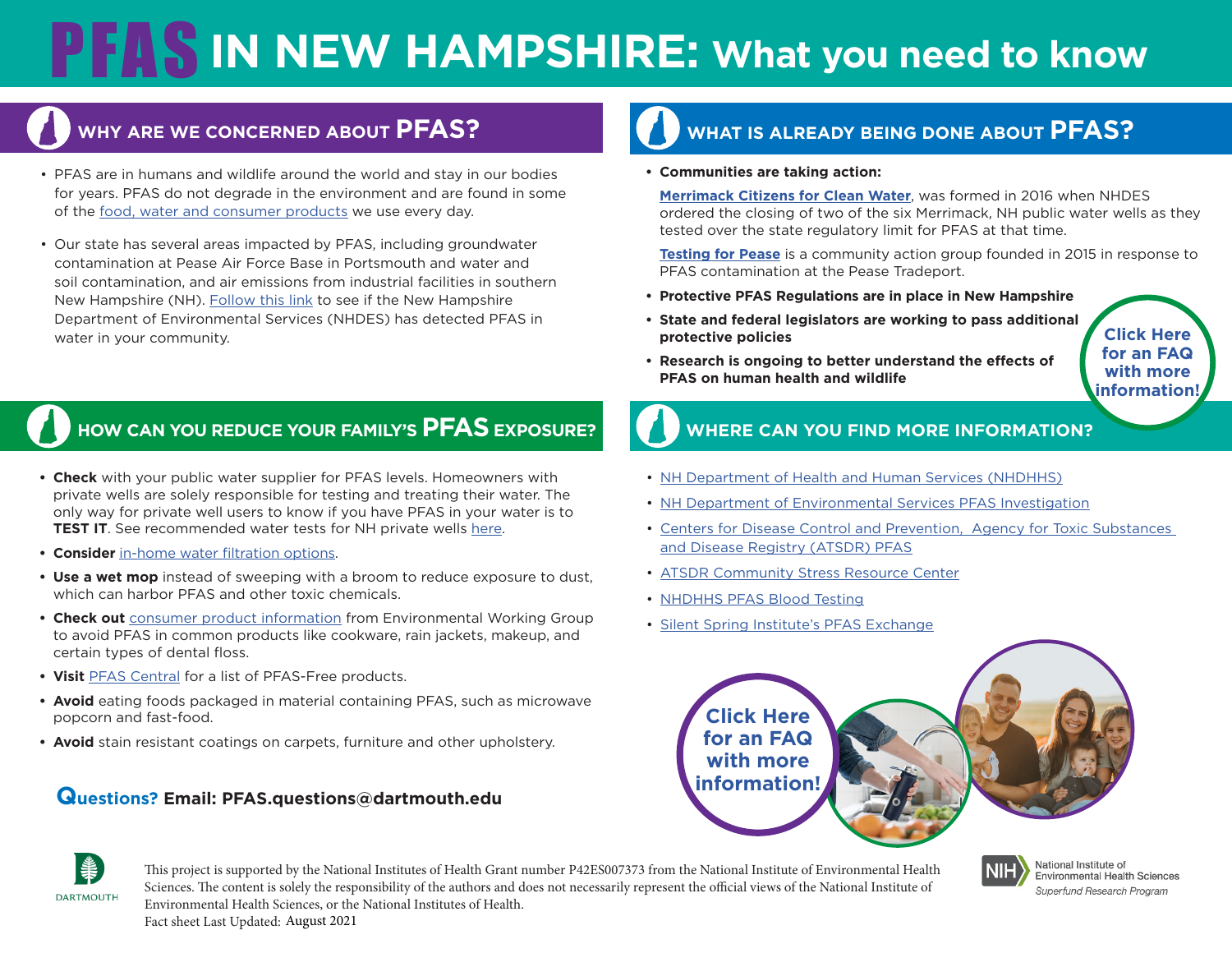# PFAS IN NEW HAMPSHIRE: What you need to know

## WHY ARE WE CONCERNED ABOUT PFAS?

- PFAS are in humans and wildlife around the world and stay in our bodies for years. PFAS do not degrade in the environment and are found in some of the food, water and consumer products we use every day.
- Our state has several areas impacted by PFAS, including groundwater contamination at Pease Air Force Base in Portsmouth and water and soil contamination, and air emissions from industrial facilities in southern New Hampshire (NH). Follow this link to see if the New Hampshire Department of Environmental Services (NHDES) has detected PFAS in water in your community.

## HOW CAN YOU REDUCE YOUR FAMILY'S PFAS EXPOSURE?

- **Check** with your public water supplier for PFAS levels. Homeowners with private wells are solely responsible for testing and treating their water. The only way for private well users to know if you have PFAS in your water is to **TEST IT**. See recommended water tests for NH private wells here.
- **Consider** in-home water filtration options.
- **Use a wet mop** instead of sweeping with a broom to reduce exposure to dust, which can harbor PFAS and other toxic chemicals.
- **Check out** consumer product information from Environmental Working Group to avoid PFAS in common products like cookware, rain jackets, makeup, and certain types of dental floss.
- **Visit** PFAS Central for a list of PFAS-Free products.
- **Avoid** eating foods packaged in material containing PFAS, such as microwave popcorn and fast-food.
- **Avoid** stain resistant coatings on carpets, furniture and other upholstery.

**Questions? Email: PFAS.questions@dartmouth.edu**

## WHAT IS ALREADY BEING DONE ABOUT PFAS?

- **Communities are taking action:**

  **Merrimack Citizens for Clean Water**, was formed in 2016 when NHDES ordered the closing of two of the six Merrimack, NH public water wells as they tested over the state regulatory limit for PFAS at that time.

  **Testing for Pease** is a community action group founded in 2015 in response to PFAS contamination at the Pease Tradeport.

- **Protective PFAS Regulations are in place in New Hampshire**
- **State and federal legislators are working to pass additional protective policies**
- **Research is ongoing to better understand the effects of PFAS on human health and wildlife**

Click Here for an FAQ with more information!

## WHERE CAN YOU FIND MORE INFORMATION?

- NH Department of Health and Human Services (NHDHHS)
- NH Department of Environmental Services PFAS Investigation
- Centers for Disease Control and Prevention, Agency for Toxic Substances and Disease Registry (ATSDR) PFAS
- ATSDR Community Stress Resource Center
- NHDHHS PFAS Blood Testing
- Silent Spring Institute's PFAS Exchange

Click Here for an FAQ with more information!

DARTMOUTH

This project is supported by the National Institutes of Health Grant number P42ES007373 from the National Institute of Environmental Health Sciences. The content is solely the responsibility of the authors and does not necessarily represent the official views of the National Institute of Environmental Health Sciences, or the National Institutes of Health.

Fact sheet Last Updated: August 2021

NIH National Institute of Environmental Health Sciences *Superfund Research Program*